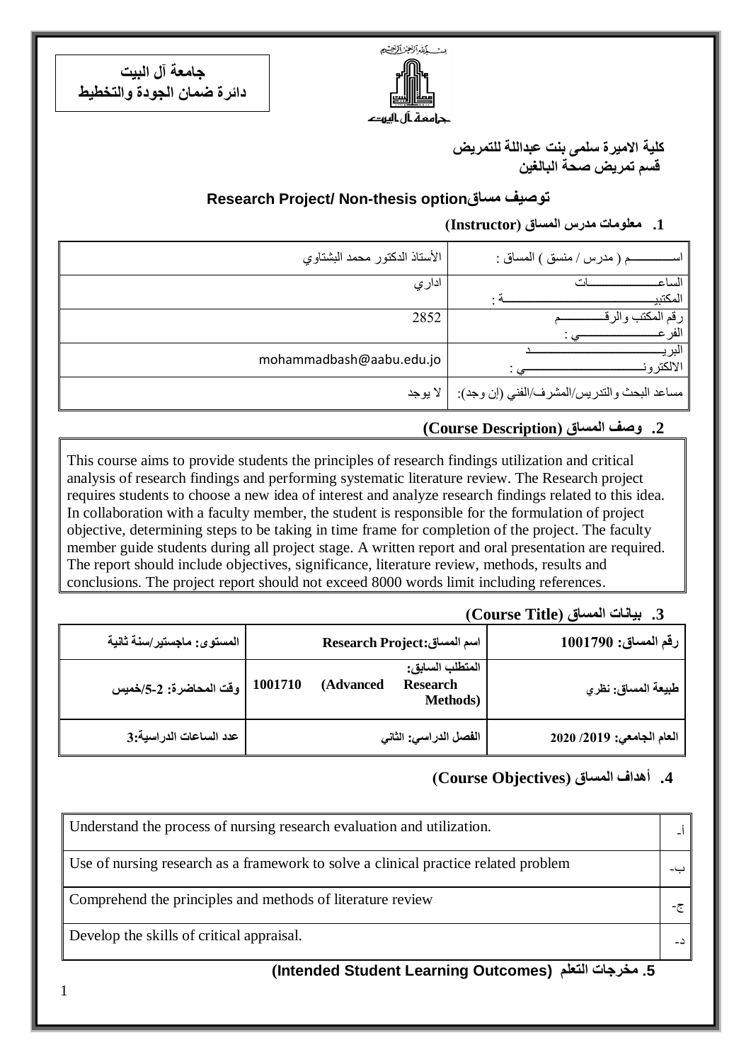**جامعة آل البيت**
**دائرة ضمان الجودة والتخطيط**

بسم الله الرحمن الرحيم
جامعة آل البيت

**كلية الاميرة سلمى بنت عبداللة للتمريض**
**قسم تمريض صحة البالغين**

## توصيف مساق Research Project/ Non-thesis option

### 1. معلومات مدرس المساق (Instructor)

| | |
|---|---|
| اســـــــــم ( مدرس / منسق ) المساق : | الأستاذ الدكتور محمد البشتاوي |
| الساعــــــــــــات المكتبيـــــــــــــــــــــــــــة : | اداري |
| رقم المكتب والرقـــــــــــم الفرعـــــــــــــــي : | 2852 |
| البريـــــــــــــــــــــــد الالكترونـــــــــــــــــــي : | mohammadbash@aabu.edu.jo |
| مساعد البحث والتدريس/المشرف/الفني (إن وجد): | لا يوجد |

### 2. وصف المساق (Course Description)

This course aims to provide students the principles of research findings utilization and critical analysis of research findings and performing systematic literature review. The Research project requires students to choose a new idea of interest and analyze research findings related to this idea. In collaboration with a faculty member, the student is responsible for the formulation of project objective, determining steps to be taking in time frame for completion of the project. The faculty member guide students during all project stage. A written report and oral presentation are required. The report should include objectives, significance, literature review, methods, results and conclusions. The project report should not exceed 8000 words limit including references.

### 3. بيانات المساق (Course Title)

| | | |
|---|---|---|
| **رقم المساق: 1001790** | **اسم المساق: Research Project** | **المستوى: ماجستير/سنة ثانية** |
| **طبيعة المساق: نظري** | **المتطلب السابق: 1001710 (Advanced Research Methods)** | **وقت المحاضرة: 2-5/خميس** |
| **العام الجامعي: 2019/ 2020** | **الفصل الدراسي: الثاني** | **عدد الساعات الدراسية:3** |

### 4. أهداف المساق (Course Objectives)

| | |
|---|---|
| أ- | Understand the process of nursing research evaluation and utilization. |
| ب- | Use of nursing research as a framework to solve a clinical practice related problem |
| ج- | Comprehend the principles and methods of literature review |
| د- | Develop the skills of critical appraisal. |

### 5. مخرجات التعلم (Intended Student Learning Outcomes)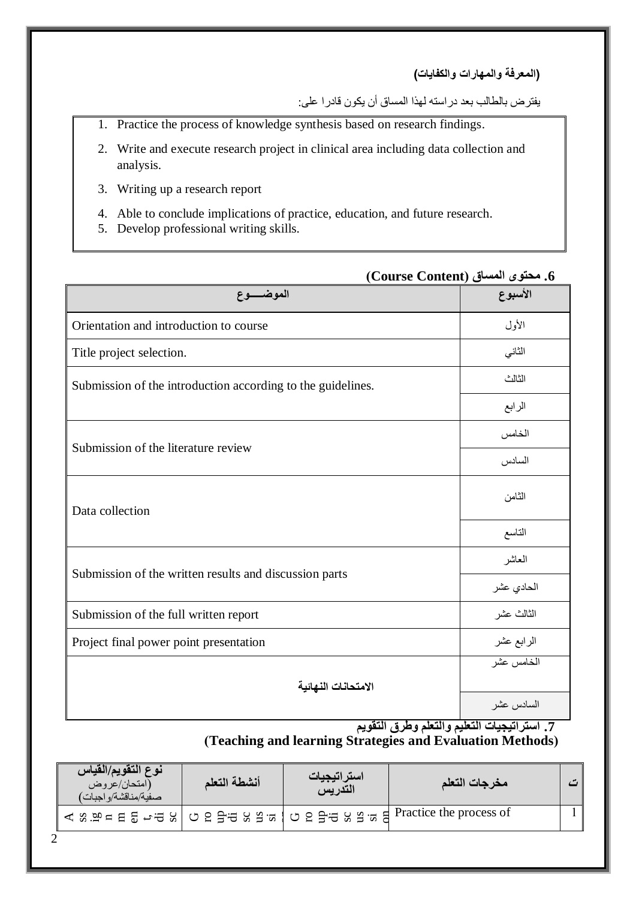**(المعرفة والمهارات والكفايات)**

يفترض بالطالب بعد دراسته لهذا المساق أن يكون قادرا على:

1. Practice the process of knowledge synthesis based on research findings.
2. Write and execute research project in clinical area including data collection and analysis.
3. Writing up a research report
4. Able to conclude implications of practice, education, and future research.
5. Develop professional writing skills.

### 6. محتوى المساق (Course Content)

| الموضـــوع | الأسبوع |
|---|---|
| Orientation and introduction to course | الأول |
| Title project selection. | الثاني |
| Submission of the introduction according to the guidelines. | الثالث |
| | الرابع |
| Submission of the literature review | الخامس |
| | السادس |
| Data collection | الثامن |
| | التاسع |
| Submission of the written results and discussion parts | العاشر |
| | الحادي عشر |
| Submission of the full written report | الثالث عشر |
| Project final power point presentation | الرابع عشر |
| **الامتحانات النهائية** | الخامس عشر |
| | السادس عشر |

### 7. استراتيجيات التعليم والتعلم وطرق التقويم (Teaching and learning Strategies and Evaluation Methods)

| نوع التقويم/القياس (امتحان/عروض صفية/مناقشة/واجبات) | أنشطة التعلم | استراتيجيات التدريس | مخرجات التعلم | ت |
|---|---|---|---|---|
| Assignment disc | Group discussion | Group discussion | Practice the process of | 1 |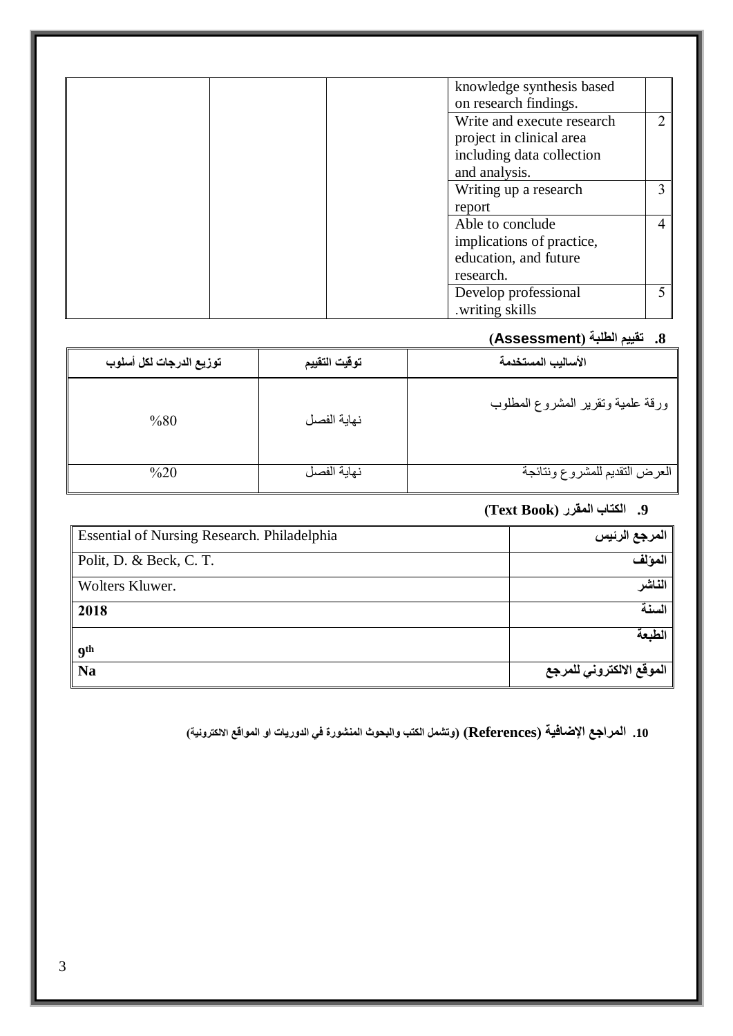| | | | | |
|---|---|---|---|---|
| | | | knowledge synthesis based on research findings. | |
| | | | Write and execute research project in clinical area including data collection and analysis. | 2 |
| | | | Writing up a research report | 3 |
| | | | Able to conclude implications of practice, education, and future research. | 4 |
| | | | Develop professional .writing skills | 5 |

**8. تقييم الطلبة (Assessment)**

| توزيع الدرجات لكل أسلوب | توقيت التقييم | الأساليب المستخدمة |
|---|---|---|
| %80 | نهاية الفصل | ورقة علمية وتقرير المشروع المطلوب |
| %20 | نهاية الفصل | العرض التقديم للمشروع ونتائجة |

**9. الكتاب المقرر (Text Book)**

| | |
|---|---|
| Essential of Nursing Research. Philadelphia | **المرجع الرئيس** |
| Polit, D. & Beck, C. T. | **المؤلف** |
| Wolters Kluwer. | **الناشر** |
| **2018** | **السنة** |
| **9th** | **الطبعة** |
| **Na** | **الموقع الالكتروني للمرجع** |

**10. المراجع الإضافية (References) (وتشمل الكتب والبحوث المنشورة في الدوريات او المواقع الالكترونية)**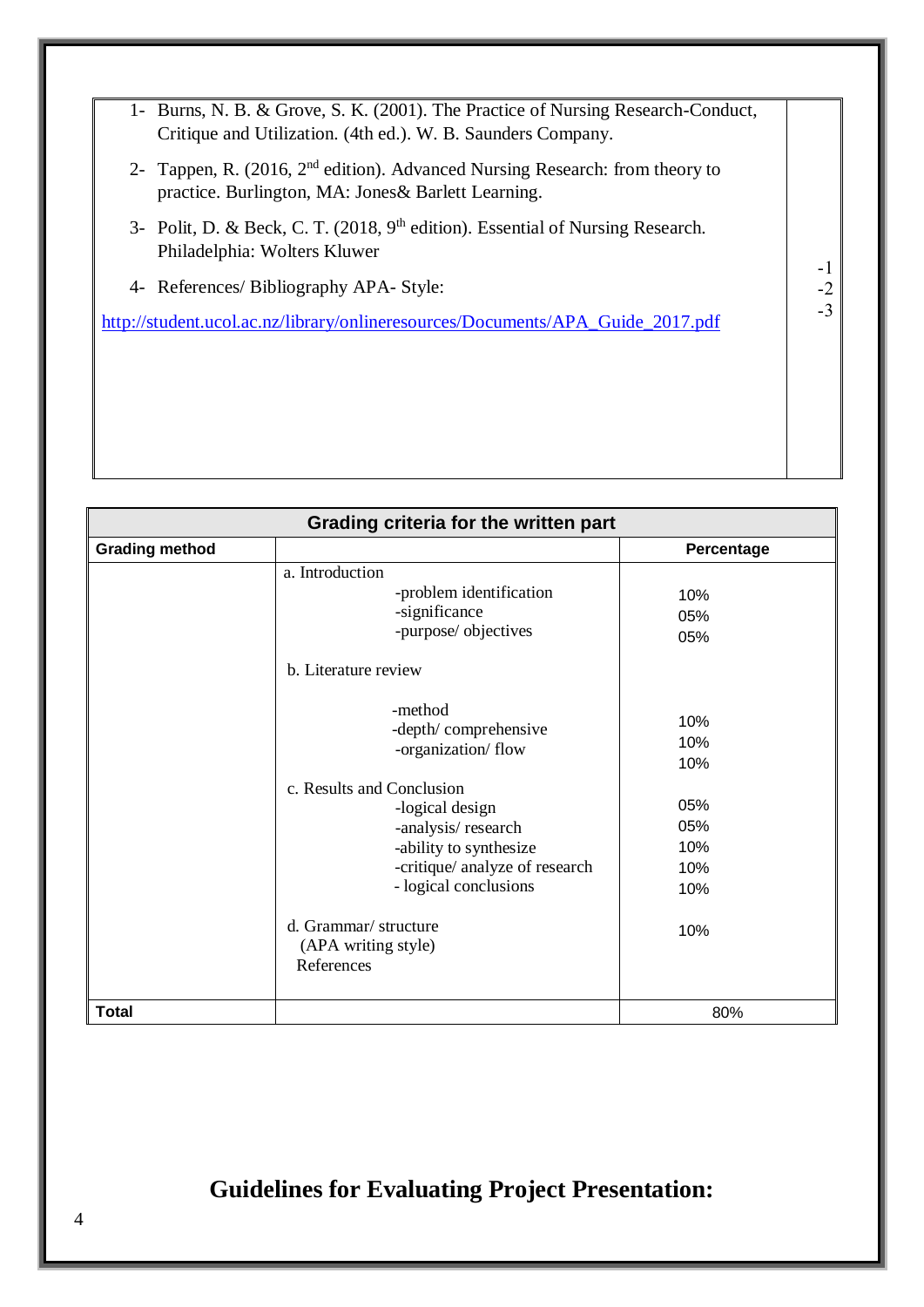1- Burns, N. B. & Grove, S. K. (2001). The Practice of Nursing Research-Conduct, Critique and Utilization. (4th ed.). W. B. Saunders Company.

2- Tappen, R. (2016, 2nd edition). Advanced Nursing Research: from theory to practice. Burlington, MA: Jones& Barlett Learning.

3- Polit, D. & Beck, C. T. (2018, 9th edition). Essential of Nursing Research. Philadelphia: Wolters Kluwer

4- References/ Bibliography APA- Style:

http://student.ucol.ac.nz/library/onlineresources/Documents/APA_Guide_2017.pdf

-1
-2
-3

| Grading criteria for the written part | | |
|---|---|---|
| **Grading method** | | **Percentage** |
| | a. Introduction | |
| | -problem identification | 10% |
| | -significance | 05% |
| | -purpose/ objectives | 05% |
| | b. Literature review | |
| | -method | 10% |
| | -depth/ comprehensive | 10% |
| | -organization/ flow | 10% |
| | c. Results and Conclusion | |
| | -logical design | 05% |
| | -analysis/ research | 05% |
| | -ability to synthesize | 10% |
| | -critique/ analyze of research | 10% |
| | - logical conclusions | 10% |
| | d. Grammar/ structure (APA writing style) References | 10% |
| **Total** | | 80% |

## Guidelines for Evaluating Project Presentation: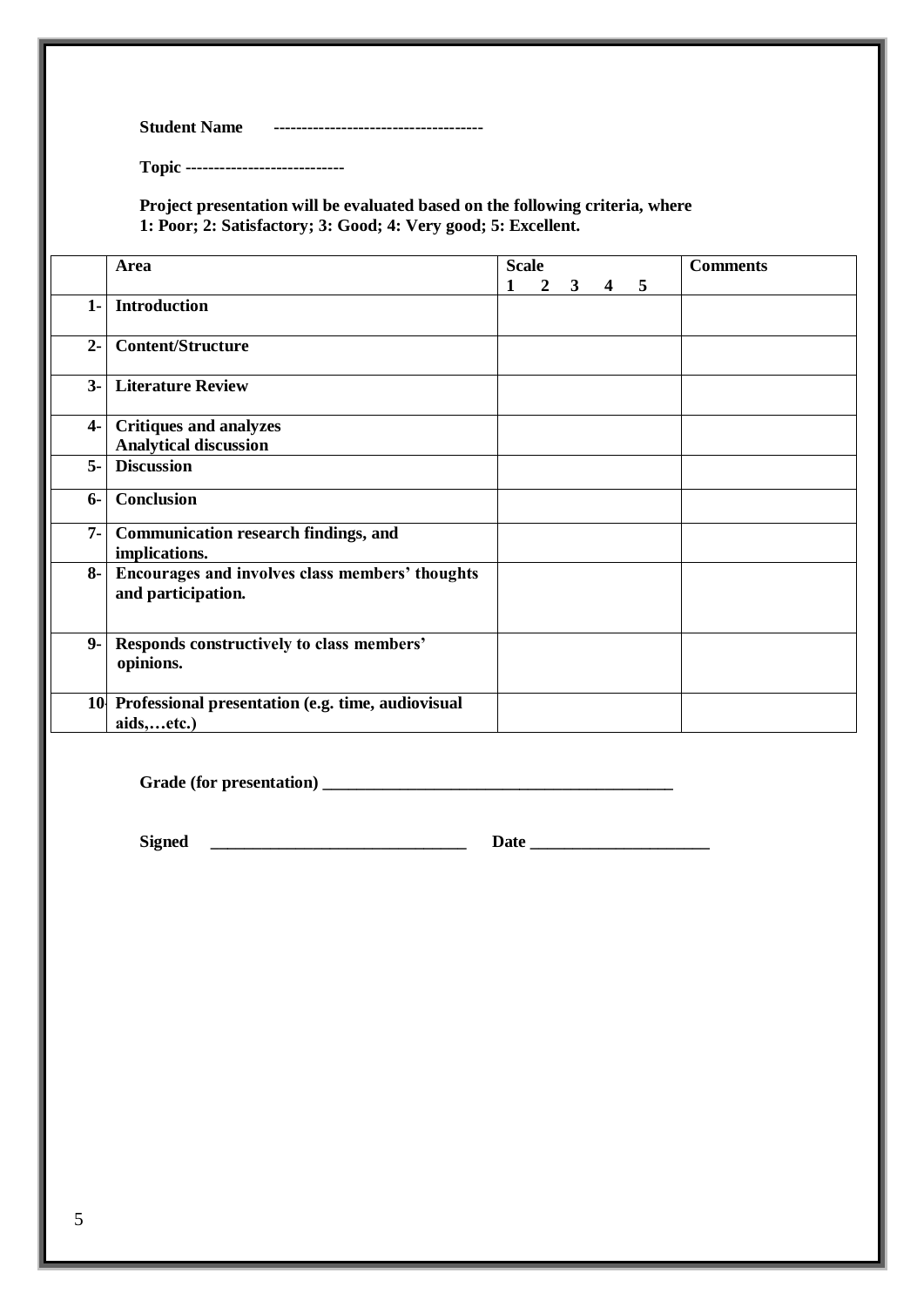**Student Name** ------------------------------------

**Topic** ----------------------------

**Project presentation will be evaluated based on the following criteria, where**
**1: Poor; 2: Satisfactory; 3: Good; 4: Very good; 5: Excellent.**

| | **Area** | **Scale**<br>**1 2 3 4 5** | **Comments** |
|---|---|---|---|
| **1-** | **Introduction** | | |
| **2-** | **Content/Structure** | | |
| **3-** | **Literature Review** | | |
| **4-** | **Critiques and analyzes**<br>**Analytical discussion** | | |
| **5-** | **Discussion** | | |
| **6-** | **Conclusion** | | |
| **7-** | **Communication research findings, and implications.** | | |
| **8-** | **Encourages and involves class members' thoughts and participation.** | | |
| **9-** | **Responds constructively to class members' opinions.** | | |
| **10-** | **Professional presentation (e.g. time, audiovisual aids,…etc.)** | | |

**Grade (for presentation)** ________________________________________

**Signed** ______________________________ **Date** _____________________